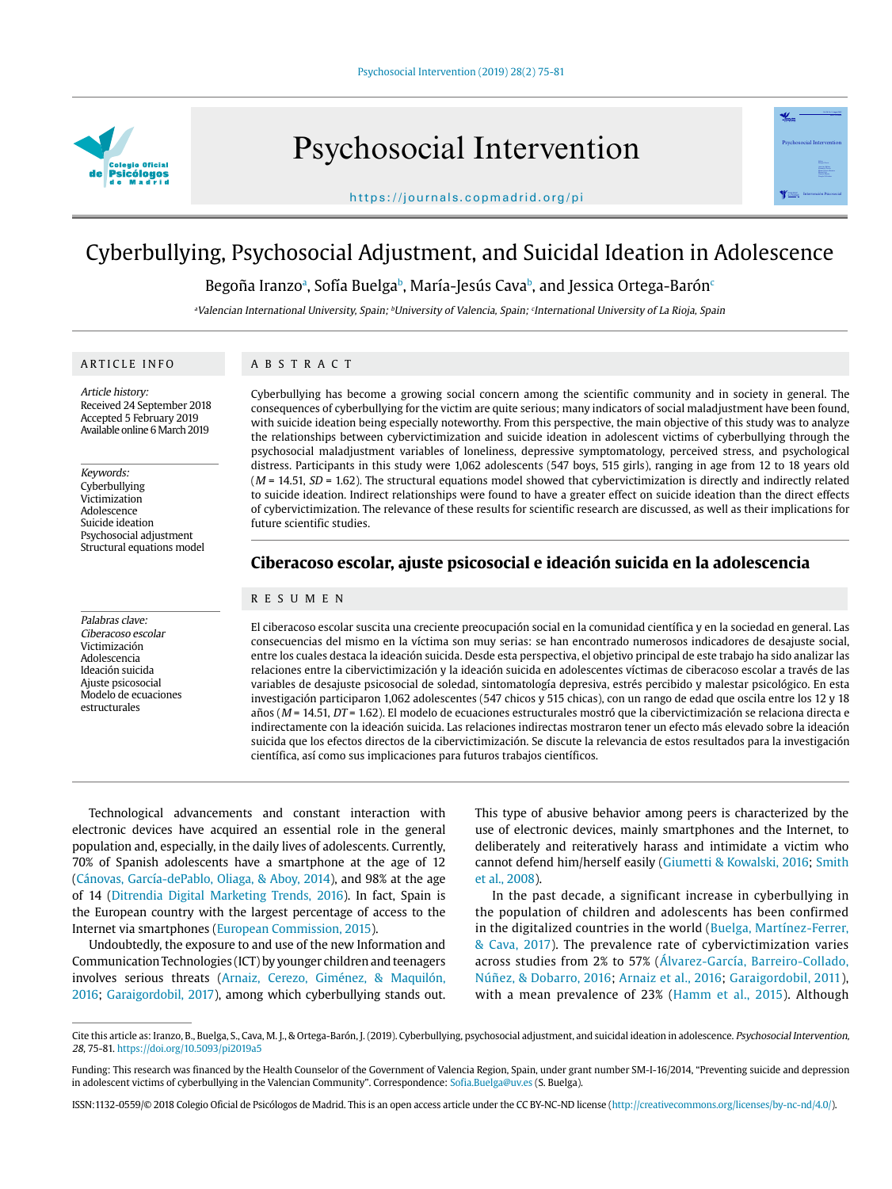# Cyberbullying, Psychosocial Adjustment, and Suicidal Ideation in Adolescence

Begoña Iranzo[a], Sofía Buelga[b], María-Jesús Cava[b], and Jessica Ortega-Barón[c]

[a]Valencian International University, Spain; [b]University of Valencia, Spain; [c]International University of La Rioja, Spain

## ARTICLE INFO

*Article history:*
Received 24 September 2018
Accepted 5 February 2019
Available online 6 March 2019

*Keywords:*
Cyberbullying
Victimization
Adolescence
Suicide ideation
Psychosocial adjustment
Structural equations model

## ABSTRACT

Cyberbullying has become a growing social concern among the scientific community and in society in general. The consequences of cyberbullying for the victim are quite serious; many indicators of social maladjustment have been found, with suicide ideation being especially noteworthy. From this perspective, the main objective of this study was to analyze the relationships between cybervictimization and suicide ideation in adolescent victims of cyberbullying through the psychosocial maladjustment variables of loneliness, depressive symptomatology, perceived stress, and psychological distress. Participants in this study were 1,062 adolescents (547 boys, 515 girls), ranging in age from 12 to 18 years old (*M* = 14.51, *SD* = 1.62). The structural equations model showed that cybervictimization is directly and indirectly related to suicide ideation. Indirect relationships were found to have a greater effect on suicide ideation than the direct effects of cybervictimization. The relevance of these results for scientific research are discussed, as well as their implications for future scientific studies.

## Ciberacoso escolar, ajuste psicosocial e ideación suicida en la adolescencia

*Palabras clave:*
*Ciberacoso escolar*
Victimización
Adolescencia
Ideación suicida
Ajuste psicosocial
Modelo de ecuaciones estructurales

## RESUMEN

El ciberacoso escolar suscita una creciente preocupación social en la comunidad científica y en la sociedad en general. Las consecuencias del mismo en la víctima son muy serias: se han encontrado numerosos indicadores de desajuste social, entre los cuales destaca la ideación suicida. Desde esta perspectiva, el objetivo principal de este trabajo ha sido analizar las relaciones entre la cibervictimización y la ideación suicida en adolescentes víctimas de ciberacoso escolar a través de las variables de desajuste psicosocial de soledad, sintomatología depresiva, estrés percibido y malestar psicológico. En esta investigación participaron 1,062 adolescentes (547 chicos y 515 chicas), con un rango de edad que oscila entre los 12 y 18 años (*M* = 14.51, *DT* = 1.62). El modelo de ecuaciones estructurales mostró que la cibervictimización se relaciona directa e indirectamente con la ideación suicida. Las relaciones indirectas mostraron tener un efecto más elevado sobre la ideación suicida que los efectos directos de la cibervictimización. Se discute la relevancia de estos resultados para la investigación científica, así como sus implicaciones para futuros trabajos científicos.

Technological advancements and constant interaction with electronic devices have acquired an essential role in the general population and, especially, in the daily lives of adolescents. Currently, 70% of Spanish adolescents have a smartphone at the age of 12 (Cánovas, García-dePablo, Oliaga, & Aboy, 2014), and 98% at the age of 14 (Ditrendia Digital Marketing Trends, 2016). In fact, Spain is the European country with the largest percentage of access to the Internet via smartphones (European Commission, 2015).

Undoubtedly, the exposure to and use of the new Information and Communication Technologies (ICT) by younger children and teenagers involves serious threats (Arnaiz, Cerezo, Giménez, & Maquilón, 2016; Garaigordobil, 2017), among which cyberbullying stands out. This type of abusive behavior among peers is characterized by the use of electronic devices, mainly smartphones and the Internet, to deliberately and reiteratively harass and intimidate a victim who cannot defend him/herself easily (Giumetti & Kowalski, 2016; Smith et al., 2008).

In the past decade, a significant increase in cyberbullying in the population of children and adolescents has been confirmed in the digitalized countries in the world (Buelga, Martínez-Ferrer, & Cava, 2017). The prevalence rate of cybervictimization varies across studies from 2% to 57% (Álvarez-García, Barreiro-Collado, Núñez, & Dobarro, 2016; Arnaiz et al., 2016; Garaigordobil, 2011), with a mean prevalence of 23% (Hamm et al., 2015). Although

Cite this article as: Iranzo, B., Buelga, S., Cava, M. J., & Ortega-Barón, J. (2019). Cyberbullying, psychosocial adjustment, and suicidal ideation in adolescence. *Psychosocial Intervention, 28*, 75-81. https://doi.org/10.5093/pi2019a5

Funding: This research was financed by the Health Counselor of the Government of Valencia Region, Spain, under grant number SM-I-16/2014, "Preventing suicide and depression in adolescent victims of cyberbullying in the Valencian Community". Correspondence: Sofia.Buelga@uv.es (S. Buelga).

ISSN:1132-0559/© 2018 Colegio Oficial de Psicólogos de Madrid. This is an open access article under the CC BY-NC-ND license (http://creativecommons.org/licenses/by-nc-nd/4.0/).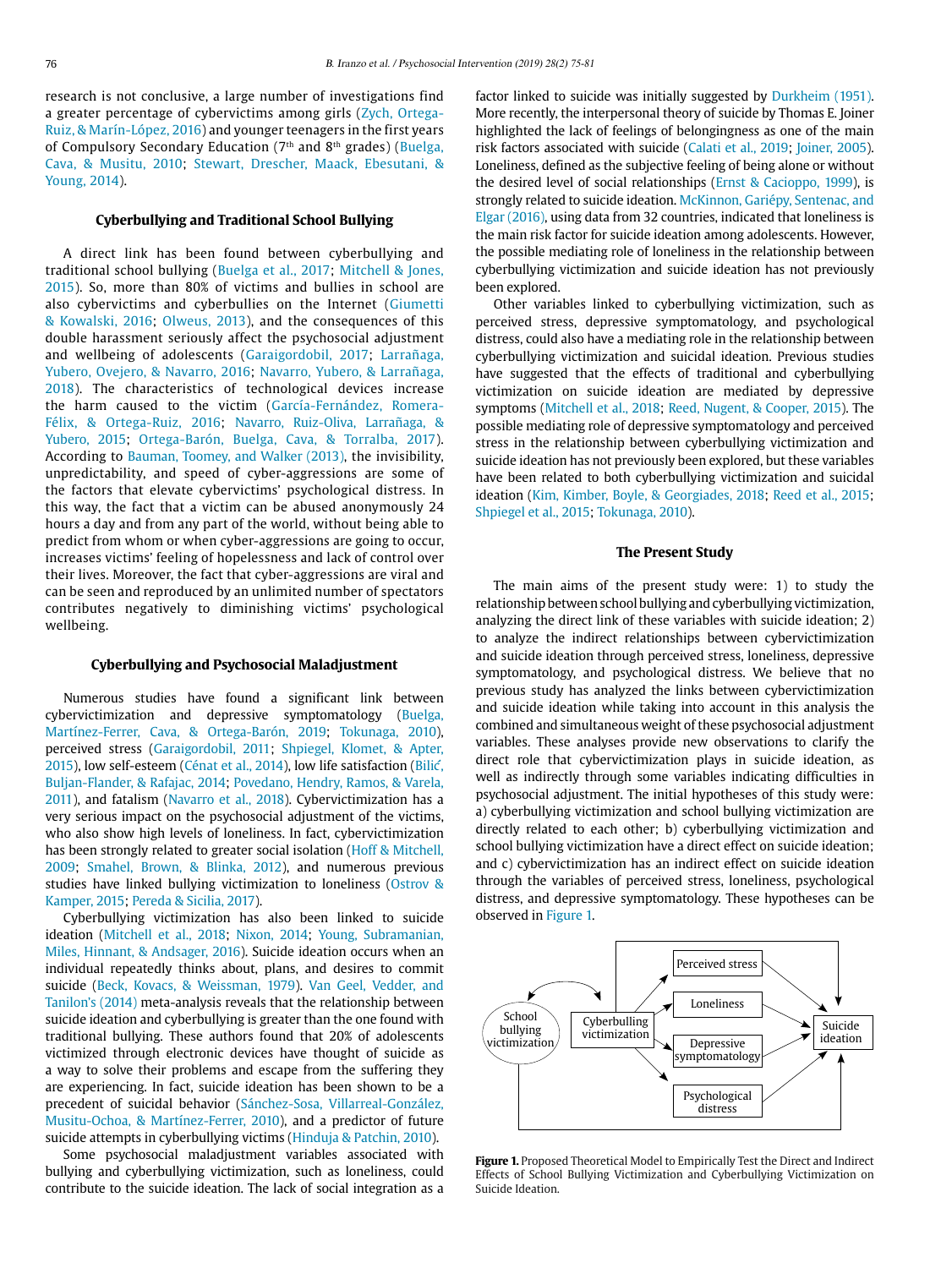research is not conclusive, a large number of investigations find a greater percentage of cybervictims among girls (Zych, Ortega-Ruiz, & Marín-López, 2016) and younger teenagers in the first years of Compulsory Secondary Education (7th and 8th grades) (Buelga, Cava, & Musitu, 2010; Stewart, Drescher, Maack, Ebesutani, & Young, 2014).

### Cyberbullying and Traditional School Bullying

A direct link has been found between cyberbullying and traditional school bullying (Buelga et al., 2017; Mitchell & Jones, 2015). So, more than 80% of victims and bullies in school are also cybervictims and cyberbullies on the Internet (Giumetti & Kowalski, 2016; Olweus, 2013), and the consequences of this double harassment seriously affect the psychosocial adjustment and wellbeing of adolescents (Garaigordobil, 2017; Larrañaga, Yubero, Ovejero, & Navarro, 2016; Navarro, Yubero, & Larrañaga, 2018). The characteristics of technological devices increase the harm caused to the victim (García-Fernández, Romera-Félix, & Ortega-Ruiz, 2016; Navarro, Ruiz-Oliva, Larrañaga, & Yubero, 2015; Ortega-Barón, Buelga, Cava, & Torralba, 2017). According to Bauman, Toomey, and Walker (2013), the invisibility, unpredictability, and speed of cyber-aggressions are some of the factors that elevate cybervictims' psychological distress. In this way, the fact that a victim can be abused anonymously 24 hours a day and from any part of the world, without being able to predict from whom or when cyber-aggressions are going to occur, increases victims' feeling of hopelessness and lack of control over their lives. Moreover, the fact that cyber-aggressions are viral and can be seen and reproduced by an unlimited number of spectators contributes negatively to diminishing victims' psychological wellbeing.

### Cyberbullying and Psychosocial Maladjustment

Numerous studies have found a significant link between cybervictimization and depressive symptomatology (Buelga, Martínez-Ferrer, Cava, & Ortega-Barón, 2019; Tokunaga, 2010), perceived stress (Garaigordobil, 2011; Shpiegel, Klomet, & Apter, 2015), low self-esteem (Cénat et al., 2014), low life satisfaction (Bilić, Buljan-Flander, & Rafajac, 2014; Povedano, Hendry, Ramos, & Varela, 2011), and fatalism (Navarro et al., 2018). Cybervictimization has a very serious impact on the psychosocial adjustment of the victims, who also show high levels of loneliness. In fact, cybervictimization has been strongly related to greater social isolation (Hoff & Mitchell, 2009; Smahel, Brown, & Blinka, 2012), and numerous previous studies have linked bullying victimization to loneliness (Ostrov & Kamper, 2015; Pereda & Sicilia, 2017).

Cyberbullying victimization has also been linked to suicide ideation (Mitchell et al., 2018; Nixon, 2014; Young, Subramanian, Miles, Hinnant, & Andsager, 2016). Suicide ideation occurs when an individual repeatedly thinks about, plans, and desires to commit suicide (Beck, Kovacs, & Weissman, 1979). Van Geel, Vedder, and Tanilon's (2014) meta-analysis reveals that the relationship between suicide ideation and cyberbullying is greater than the one found with traditional bullying. These authors found that 20% of adolescents victimized through electronic devices have thought of suicide as a way to solve their problems and escape from the suffering they are experiencing. In fact, suicide ideation has been shown to be a precedent of suicidal behavior (Sánchez-Sosa, Villarreal-González, Musitu-Ochoa, & Martínez-Ferrer, 2010), and a predictor of future suicide attempts in cyberbullying victims (Hinduja & Patchin, 2010).

Some psychosocial maladjustment variables associated with bullying and cyberbullying victimization, such as loneliness, could contribute to the suicide ideation. The lack of social integration as a factor linked to suicide was initially suggested by Durkheim (1951). More recently, the interpersonal theory of suicide by Thomas E. Joiner highlighted the lack of feelings of belongingness as one of the main risk factors associated with suicide (Calati et al., 2019; Joiner, 2005). Loneliness, defined as the subjective feeling of being alone or without the desired level of social relationships (Ernst & Cacioppo, 1999), is strongly related to suicide ideation. McKinnon, Gariépy, Sentenac, and Elgar (2016), using data from 32 countries, indicated that loneliness is the main risk factor for suicide ideation among adolescents. However, the possible mediating role of loneliness in the relationship between cyberbullying victimization and suicide ideation has not previously been explored.

Other variables linked to cyberbullying victimization, such as perceived stress, depressive symptomatology, and psychological distress, could also have a mediating role in the relationship between cyberbullying victimization and suicidal ideation. Previous studies have suggested that the effects of traditional and cyberbullying victimization on suicide ideation are mediated by depressive symptoms (Mitchell et al., 2018; Reed, Nugent, & Cooper, 2015). The possible mediating role of depressive symptomatology and perceived stress in the relationship between cyberbullying victimization and suicide ideation has not previously been explored, but these variables have been related to both cyberbullying victimization and suicidal ideation (Kim, Kimber, Boyle, & Georgiades, 2018; Reed et al., 2015; Shpiegel et al., 2015; Tokunaga, 2010).

### The Present Study

The main aims of the present study were: 1) to study the relationship between school bullying and cyberbullying victimization, analyzing the direct link of these variables with suicide ideation; 2) to analyze the indirect relationships between cybervictimization and suicide ideation through perceived stress, loneliness, depressive symptomatology, and psychological distress. We believe that no previous study has analyzed the links between cybervictimization and suicide ideation while taking into account in this analysis the combined and simultaneous weight of these psychosocial adjustment variables. These analyses provide new observations to clarify the direct role that cybervictimization plays in suicide ideation, as well as indirectly through some variables indicating difficulties in psychosocial adjustment. The initial hypotheses of this study were: a) cyberbullying victimization and school bullying victimization are directly related to each other; b) cyberbullying victimization and school bullying victimization have a direct effect on suicide ideation; and c) cybervictimization has an indirect effect on suicide ideation through the variables of perceived stress, loneliness, psychological distress, and depressive symptomatology. These hypotheses can be observed in Figure 1.

**Figure 1.** Proposed Theoretical Model to Empirically Test the Direct and Indirect Effects of School Bullying Victimization and Cyberbullying Victimization on Suicide Ideation.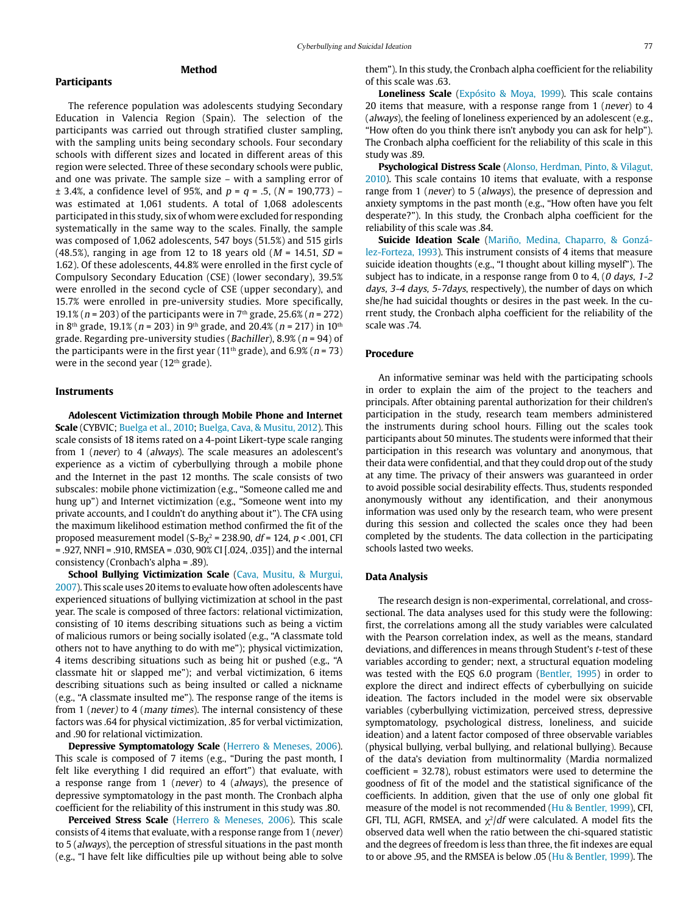# Method

## Participants

The reference population was adolescents studying Secondary Education in Valencia Region (Spain). The selection of the participants was carried out through stratified cluster sampling, with the sampling units being secondary schools. Four secondary schools with different sizes and located in different areas of this region were selected. Three of these secondary schools were public, and one was private. The sample size – with a sampling error of ± 3.4%, a confidence level of 95%, and $p = q = .5$, ($N$ = 190,773) – was estimated at 1,061 students. A total of 1,068 adolescents participated in this study, six of whom were excluded for responding systematically in the same way to the scales. Finally, the sample was composed of 1,062 adolescents, 547 boys (51.5%) and 515 girls (48.5%), ranging in age from 12 to 18 years old ($M$ = 14.51, $SD$ = 1.62). Of these adolescents, 44.8% were enrolled in the first cycle of Compulsory Secondary Education (CSE) (lower secondary), 39.5% were enrolled in the second cycle of CSE (upper secondary), and 15.7% were enrolled in pre-university studies. More specifically, 19.1% ($n$ = 203) of the participants were in 7$^{th}$ grade, 25.6% ($n$ = 272) in 8$^{th}$ grade, 19.1% ($n$ = 203) in 9$^{th}$ grade, and 20.4% ($n$ = 217) in 10$^{th}$ grade. Regarding pre-university studies (*Bachiller*), 8.9% ($n$ = 94) of the participants were in the first year (11$^{th}$ grade), and 6.9% ($n$ = 73) were in the second year (12$^{th}$ grade).

## Instruments

**Adolescent Victimization through Mobile Phone and Internet Scale** (CYBVIC; Buelga et al., 2010; Buelga, Cava, & Musitu, 2012). This scale consists of 18 items rated on a 4-point Likert-type scale ranging from 1 (*never*) to 4 (*always*). The scale measures an adolescent's experience as a victim of cyberbullying through a mobile phone and the Internet in the past 12 months. The scale consists of two subscales: mobile phone victimization (e.g., "Someone called me and hung up") and Internet victimization (e.g., "Someone went into my private accounts, and I couldn't do anything about it"). The CFA using the maximum likelihood estimation method confirmed the fit of the proposed measurement model (S-B$\chi^2$ = 238.90, $df$ = 124, $p$ < .001, CFI = .927, NNFI = .910, RMSEA = .030, 90% CI [.024, .035]) and the internal consistency (Cronbach's alpha = .89).

**School Bullying Victimization Scale** (Cava, Musitu, & Murgui, 2007). This scale uses 20 items to evaluate how often adolescents have experienced situations of bullying victimization at school in the past year. The scale is composed of three factors: relational victimization, consisting of 10 items describing situations such as being a victim of malicious rumors or being socially isolated (e.g., "A classmate told others not to have anything to do with me"); physical victimization, 4 items describing situations such as being hit or pushed (e.g., "A classmate hit or slapped me"); and verbal victimization, 6 items describing situations such as being insulted or called a nickname (e.g., "A classmate insulted me"). The response range of the items is from 1 (*never)* to 4 (*many times*). The internal consistency of these factors was .64 for physical victimization, .85 for verbal victimization, and .90 for relational victimization.

**Depressive Symptomatology Scale** (Herrero & Meneses, 2006). This scale is composed of 7 items (e.g., "During the past month, I felt like everything I did required an effort") that evaluate, with a response range from 1 (*never*) to 4 (*always*), the presence of depressive symptomatology in the past month. The Cronbach alpha coefficient for the reliability of this instrument in this study was .80.

**Perceived Stress Scale** (Herrero & Meneses, 2006). This scale consists of 4 items that evaluate, with a response range from 1 (*never*) to 5 (*always*), the perception of stressful situations in the past month (e.g., "I have felt like difficulties pile up without being able to solve them"). In this study, the Cronbach alpha coefficient for the reliability of this scale was .63.

**Loneliness Scale** (Expósito & Moya, 1999). This scale contains 20 items that measure, with a response range from 1 (*never*) to 4 (*always*), the feeling of loneliness experienced by an adolescent (e.g., "How often do you think there isn't anybody you can ask for help"). The Cronbach alpha coefficient for the reliability of this scale in this study was .89.

**Psychological Distress Scale** (Alonso, Herdman, Pinto, & Vilagut, 2010). This scale contains 10 items that evaluate, with a response range from 1 (*never*) to 5 (*always*), the presence of depression and anxiety symptoms in the past month (e.g., "How often have you felt desperate?"). In this study, the Cronbach alpha coefficient for the reliability of this scale was .84.

**Suicide Ideation Scale** (Mariño, Medina, Chaparro, & González-Forteza, 1993). This instrument consists of 4 items that measure suicide ideation thoughts (e.g., "I thought about killing myself"). The subject has to indicate, in a response range from 0 to 4, (*0 days, 1-2 days, 3-4 days, 5-7days*, respectively), the number of days on which she/he had suicidal thoughts or desires in the past week. In the current study, the Cronbach alpha coefficient for the reliability of the scale was .74.

## Procedure

An informative seminar was held with the participating schools in order to explain the aim of the project to the teachers and principals. After obtaining parental authorization for their children's participation in the study, research team members administered the instruments during school hours. Filling out the scales took participants about 50 minutes. The students were informed that their participation in this research was voluntary and anonymous, that their data were confidential, and that they could drop out of the study at any time. The privacy of their answers was guaranteed in order to avoid possible social desirability effects. Thus, students responded anonymously without any identification, and their anonymous information was used only by the research team, who were present during this session and collected the scales once they had been completed by the students. The data collection in the participating schools lasted two weeks.

## Data Analysis

The research design is non-experimental, correlational, and cross-sectional. The data analyses used for this study were the following: first, the correlations among all the study variables were calculated with the Pearson correlation index, as well as the means, standard deviations, and differences in means through Student's $t$-test of these variables according to gender; next, a structural equation modeling was tested with the EQS 6.0 program (Bentler, 1995) in order to explore the direct and indirect effects of cyberbullying on suicide ideation. The factors included in the model were six observable variables (cyberbullying victimization, perceived stress, depressive symptomatology, psychological distress, loneliness, and suicide ideation) and a latent factor composed of three observable variables (physical bullying, verbal bullying, and relational bullying). Because of the data's deviation from multinormality (Mardia normalized coefficient = 32.78), robust estimators were used to determine the goodness of fit of the model and the statistical significance of the coefficients. In addition, given that the use of only one global fit measure of the model is not recommended (Hu & Bentler, 1999), CFI, GFI, TLI, AGFI, RMSEA, and $\chi^2/df$ were calculated. A model fits the observed data well when the ratio between the chi-squared statistic and the degrees of freedom is less than three, the fit indexes are equal to or above .95, and the RMSEA is below .05 (Hu & Bentler, 1999). The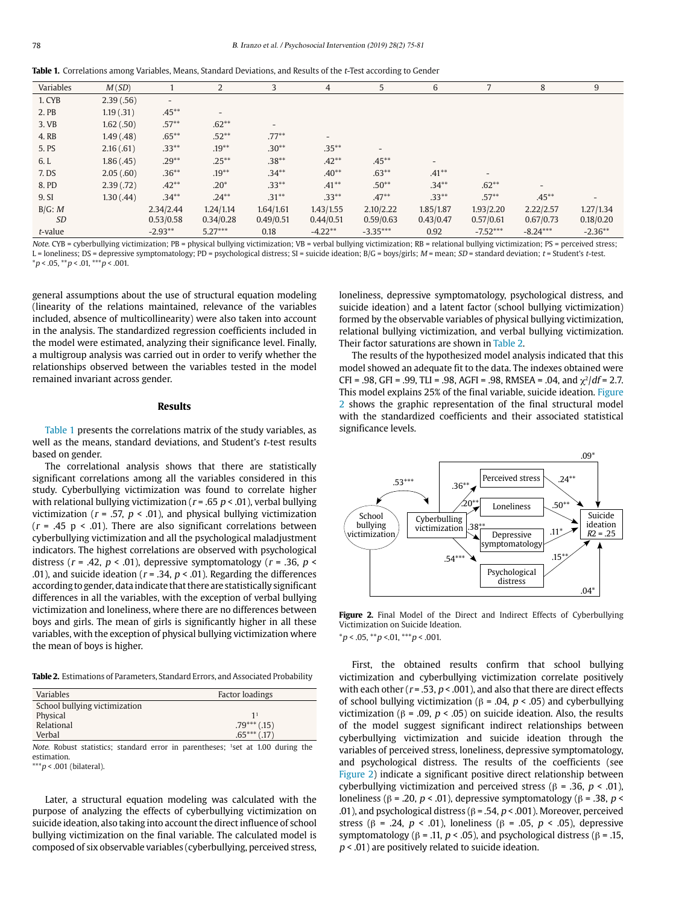**Table 1.** Correlations among Variables, Means, Standard Deviations, and Results of the *t*-Test according to Gender

| Variables | *M* (*SD*) | 1 | 2 | 3 | 4 | 5 | 6 | 7 | 8 | 9 |
|---|---|---|---|---|---|---|---|---|---|---|
| 1. CYB | 2.39 (.56) | - | | | | | | | | |
| 2. PB | 1.19 (.31) | .45** | - | | | | | | | |
| 3. VB | 1.62 (.50) | .57** | .62** | - | | | | | | |
| 4. RB | 1.49 (.48) | .65** | .52** | .77** | - | | | | | |
| 5. PS | 2.16 (.61) | .33** | .19** | .30** | .35** | - | | | | |
| 6. L | 1.86 (.45) | .29** | .25** | .38** | .42** | .45** | - | | | |
| 7. DS | 2.05 (.60) | .36** | .19** | .34** | .40** | .63** | .41** | - | | |
| 8. PD | 2.39 (.72) | .42** | .20* | .33** | .41** | .50** | .34** | .62** | - | |
| 9. SI | 1.30 (.44) | .34** | .24** | .31** | .33** | .47** | .33** | .57** | .45** | - |
| B/G: *M* | | 2.34/2.44 | 1.24/1.14 | 1.64/1.61 | 1.43/1.55 | 2.10/2.22 | 1.85/1.87 | 1.93/2.20 | 2.22/2.57 | 1.27/1.34 |
| *SD* | | 0.53/0.58 | 0.34/0.28 | 0.49/0.51 | 0.44/0.51 | 0.59/0.63 | 0.43/0.47 | 0.57/0.61 | 0.67/0.73 | 0.18/0.20 |
| *t*-value | | -2.93** | 5.27*** | 0.18 | -4.22** | -3.35*** | 0.92 | -7.52*** | -8.24*** | -2.36** |

*Note.* CYB = cyberbullying victimization; PB = physical bullying victimization; VB = verbal bullying victimization; RB = relational bullying victimization; PS = perceived stress; L = loneliness; DS = depressive symptomatology; PD = psychological distress; SI = suicide ideation; B/G = boys/girls; *M* = mean; *SD* = standard deviation; *t* = Student's *t*-test.
*$p < .05$, **$p < .01$, ***$p < .001$.

general assumptions about the use of structural equation modeling (linearity of the relations maintained, relevance of the variables included, absence of multicollinearity) were also taken into account in the analysis. The standardized regression coefficients included in the model were estimated, analyzing their significance level. Finally, a multigroup analysis was carried out in order to verify whether the relationships observed between the variables tested in the model remained invariant across gender.

## Results

Table 1 presents the correlations matrix of the study variables, as well as the means, standard deviations, and Student's *t*-test results based on gender.

The correlational analysis shows that there are statistically significant correlations among all the variables considered in this study. Cyberbullying victimization was found to correlate higher with relational bullying victimization ($r = .65$ $p < .01$), verbal bullying victimization ($r = .57$, $p < .01$), and physical bullying victimization ($r = .45$ p $< .01$). There are also significant correlations between cyberbullying victimization and all the psychological maladjustment indicators. The highest correlations are observed with psychological distress ($r = .42$, $p < .01$), depressive symptomatology ($r = .36$, $p < .01$), and suicide ideation ($r = .34$, $p < .01$). Regarding the differences according to gender, data indicate that there are statistically significant differences in all the variables, with the exception of verbal bullying victimization and loneliness, where there are no differences between boys and girls. The mean of girls is significantly higher in all these variables, with the exception of physical bullying victimization where the mean of boys is higher.

**Table 2.** Estimations of Parameters, Standard Errors, and Associated Probability

| Variables | Factor loadings |
|---|---|
| School bullying victimization | |
| Physical | 1[1] |
| Relational | .79*** (.15) |
| Verbal | .65*** (.17) |

*Note.* Robust statistics; standard error in parentheses; [1]set at 1.00 during the estimation.
***$p < .001$ (bilateral).

Later, a structural equation modeling was calculated with the purpose of analyzing the effects of cyberbullying victimization on suicide ideation, also taking into account the direct influence of school bullying victimization on the final variable. The calculated model is composed of six observable variables (cyberbullying, perceived stress, loneliness, depressive symptomatology, psychological distress, and suicide ideation) and a latent factor (school bullying victimization) formed by the observable variables of physical bullying victimization, relational bullying victimization, and verbal bullying victimization. Their factor saturations are shown in Table 2.

The results of the hypothesized model analysis indicated that this model showed an adequate fit to the data. The indexes obtained were CFI = .98, GFI = .99, TLI = .98, AGFI = .98, RMSEA = .04, and $\chi^2/df = 2.7$. This model explains 25% of the final variable, suicide ideation. Figure 2 shows the graphic representation of the final structural model with the standardized coefficients and their associated statistical significance levels.

**Figure 2.** Final Model of the Direct and Indirect Effects of Cyberbullying Victimization on Suicide Ideation.
*$p < .05$, **$p < .01$, ***$p < .001$.

First, the obtained results confirm that school bullying victimization and cyberbullying victimization correlate positively with each other ($r = .53$, $p < .001$), and also that there are direct effects of school bullying victimization ($\beta = .04$, $p < .05$) and cyberbullying victimization ($\beta = .09$, $p < .05$) on suicide ideation. Also, the results of the model suggest significant indirect relationships between cyberbullying victimization and suicide ideation through the variables of perceived stress, loneliness, depressive symptomatology, and psychological distress. The results of the coefficients (see Figure 2) indicate a significant positive direct relationship between cyberbullying victimization and perceived stress ($\beta = .36$, $p < .01$), loneliness ($\beta = .20$, $p < .01$), depressive symptomatology ($\beta = .38$, $p < .01$), and psychological distress ($\beta = .54$, $p < .001$). Moreover, perceived stress ($\beta = .24$, $p < .01$), loneliness ($\beta = .05$, $p < .05$), depressive symptomatology ($\beta = .11$, $p < .05$), and psychological distress ($\beta = .15$, $p < .01$) are positively related to suicide ideation.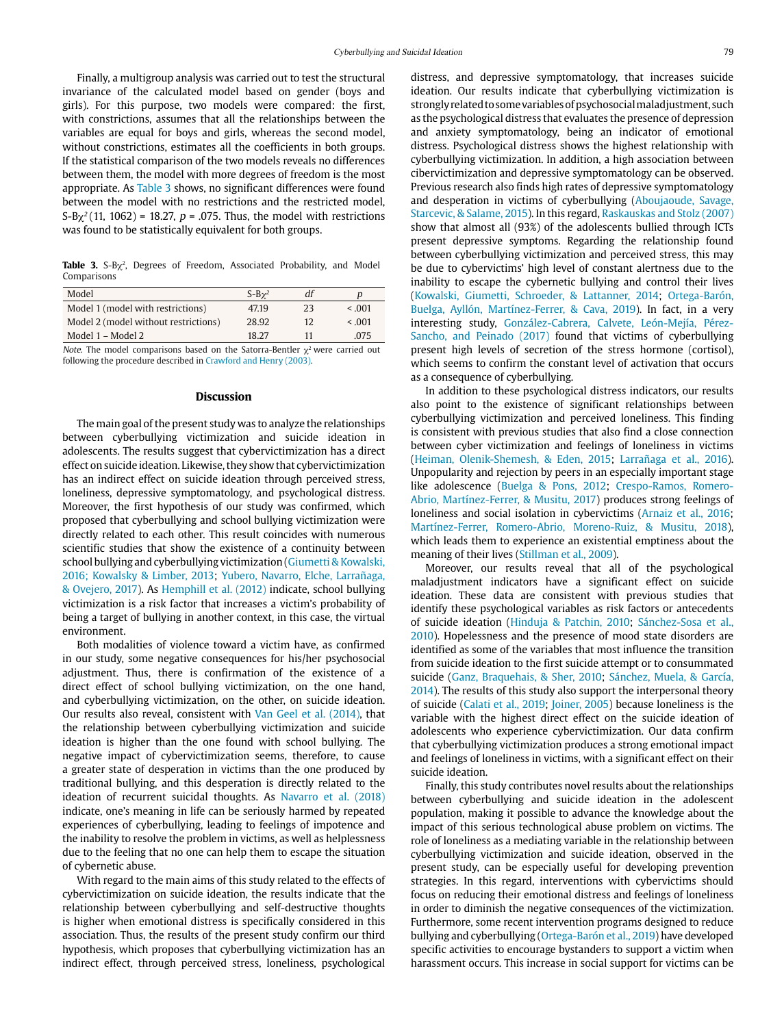Finally, a multigroup analysis was carried out to test the structural invariance of the calculated model based on gender (boys and girls). For this purpose, two models were compared: the first, with constrictions, assumes that all the relationships between the variables are equal for boys and girls, whereas the second model, without constrictions, estimates all the coefficients in both groups. If the statistical comparison of the two models reveals no differences between them, the model with more degrees of freedom is the most appropriate. As Table 3 shows, no significant differences were found between the model with no restrictions and the restricted model, S-B$\chi^2$(11, 1062) = 18.27, $p$ = .075. Thus, the model with restrictions was found to be statistically equivalent for both groups.

**Table 3.** S-B$\chi^2$, Degrees of Freedom, Associated Probability, and Model Comparisons

| Model | S-B$\chi^2$ | *df* | *p* |
|---|---|---|---|
| Model 1 (model with restrictions) | 47.19 | 23 | < .001 |
| Model 2 (model without restrictions) | 28.92 | 12 | < .001 |
| Model 1 – Model 2 | 18.27 | 11 | .075 |

*Note.* The model comparisons based on the Satorra-Bentler $\chi^2$ were carried out following the procedure described in Crawford and Henry (2003).

## Discussion

The main goal of the present study was to analyze the relationships between cyberbullying victimization and suicide ideation in adolescents. The results suggest that cybervictimization has a direct effect on suicide ideation. Likewise, they show that cybervictimization has an indirect effect on suicide ideation through perceived stress, loneliness, depressive symptomatology, and psychological distress. Moreover, the first hypothesis of our study was confirmed, which proposed that cyberbullying and school bullying victimization were directly related to each other. This result coincides with numerous scientific studies that show the existence of a continuity between school bullying and cyberbullying victimization (Giumetti & Kowalski, 2016; Kowalsky & Limber, 2013; Yubero, Navarro, Elche, Larrañaga, & Ovejero, 2017). As Hemphill et al. (2012) indicate, school bullying victimization is a risk factor that increases a victim's probability of being a target of bullying in another context, in this case, the virtual environment.

Both modalities of violence toward a victim have, as confirmed in our study, some negative consequences for his/her psychosocial adjustment. Thus, there is confirmation of the existence of a direct effect of school bullying victimization, on the one hand, and cyberbullying victimization, on the other, on suicide ideation. Our results also reveal, consistent with Van Geel et al. (2014), that the relationship between cyberbullying victimization and suicide ideation is higher than the one found with school bullying. The negative impact of cybervictimization seems, therefore, to cause a greater state of desperation in victims than the one produced by traditional bullying, and this desperation is directly related to the ideation of recurrent suicidal thoughts. As Navarro et al. (2018) indicate, one's meaning in life can be seriously harmed by repeated experiences of cyberbullying, leading to feelings of impotence and the inability to resolve the problem in victims, as well as helplessness due to the feeling that no one can help them to escape the situation of cybernetic abuse.

With regard to the main aims of this study related to the effects of cybervictimization on suicide ideation, the results indicate that the relationship between cyberbullying and self-destructive thoughts is higher when emotional distress is specifically considered in this association. Thus, the results of the present study confirm our third hypothesis, which proposes that cyberbullying victimization has an indirect effect, through perceived stress, loneliness, psychological distress, and depressive symptomatology, that increases suicide ideation. Our results indicate that cyberbullying victimization is strongly related to some variables of psychosocial maladjustment, such as the psychological distress that evaluates the presence of depression and anxiety symptomatology, being an indicator of emotional distress. Psychological distress shows the highest relationship with cyberbullying victimization. In addition, a high association between cibervictimization and depressive symptomatology can be observed. Previous research also finds high rates of depressive symptomatology and desperation in victims of cyberbullying (Aboujaoude, Savage, Starcevic, & Salame, 2015). In this regard, Raskauskas and Stolz (2007) show that almost all (93%) of the adolescents bullied through ICTs present depressive symptoms. Regarding the relationship found between cyberbullying victimization and perceived stress, this may be due to cybervictims' high level of constant alertness due to the inability to escape the cybernetic bullying and control their lives (Kowalski, Giumetti, Schroeder, & Lattanner, 2014; Ortega-Barón, Buelga, Ayllón, Martínez-Ferrer, & Cava, 2019). In fact, in a very interesting study, González-Cabrera, Calvete, León-Mejía, Pérez-Sancho, and Peinado (2017) found that victims of cyberbullying present high levels of secretion of the stress hormone (cortisol), which seems to confirm the constant level of activation that occurs as a consequence of cyberbullying.

In addition to these psychological distress indicators, our results also point to the existence of significant relationships between cyberbullying victimization and perceived loneliness. This finding is consistent with previous studies that also find a close connection between cyber victimization and feelings of loneliness in victims (Heiman, Olenik-Shemesh, & Eden, 2015; Larrañaga et al., 2016). Unpopularity and rejection by peers in an especially important stage like adolescence (Buelga & Pons, 2012; Crespo-Ramos, Romero-Abrio, Martínez-Ferrer, & Musitu, 2017) produces strong feelings of loneliness and social isolation in cybervictims (Arnaiz et al., 2016; Martínez-Ferrer, Romero-Abrio, Moreno-Ruiz, & Musitu, 2018), which leads them to experience an existential emptiness about the meaning of their lives (Stillman et al., 2009).

Moreover, our results reveal that all of the psychological maladjustment indicators have a significant effect on suicide ideation. These data are consistent with previous studies that identify these psychological variables as risk factors or antecedents of suicide ideation (Hinduja & Patchin, 2010; Sánchez-Sosa et al., 2010). Hopelessness and the presence of mood state disorders are identified as some of the variables that most influence the transition from suicide ideation to the first suicide attempt or to consummated suicide (Ganz, Braquehais, & Sher, 2010; Sánchez, Muela, & García, 2014). The results of this study also support the interpersonal theory of suicide (Calati et al., 2019; Joiner, 2005) because loneliness is the variable with the highest direct effect on the suicide ideation of adolescents who experience cybervictimization. Our data confirm that cyberbullying victimization produces a strong emotional impact and feelings of loneliness in victims, with a significant effect on their suicide ideation.

Finally, this study contributes novel results about the relationships between cyberbullying and suicide ideation in the adolescent population, making it possible to advance the knowledge about the impact of this serious technological abuse problem on victims. The role of loneliness as a mediating variable in the relationship between cyberbullying victimization and suicide ideation, observed in the present study, can be especially useful for developing prevention strategies. In this regard, interventions with cybervictims should focus on reducing their emotional distress and feelings of loneliness in order to diminish the negative consequences of the victimization. Furthermore, some recent intervention programs designed to reduce bullying and cyberbullying (Ortega-Barón et al., 2019) have developed specific activities to encourage bystanders to support a victim when harassment occurs. This increase in social support for victims can be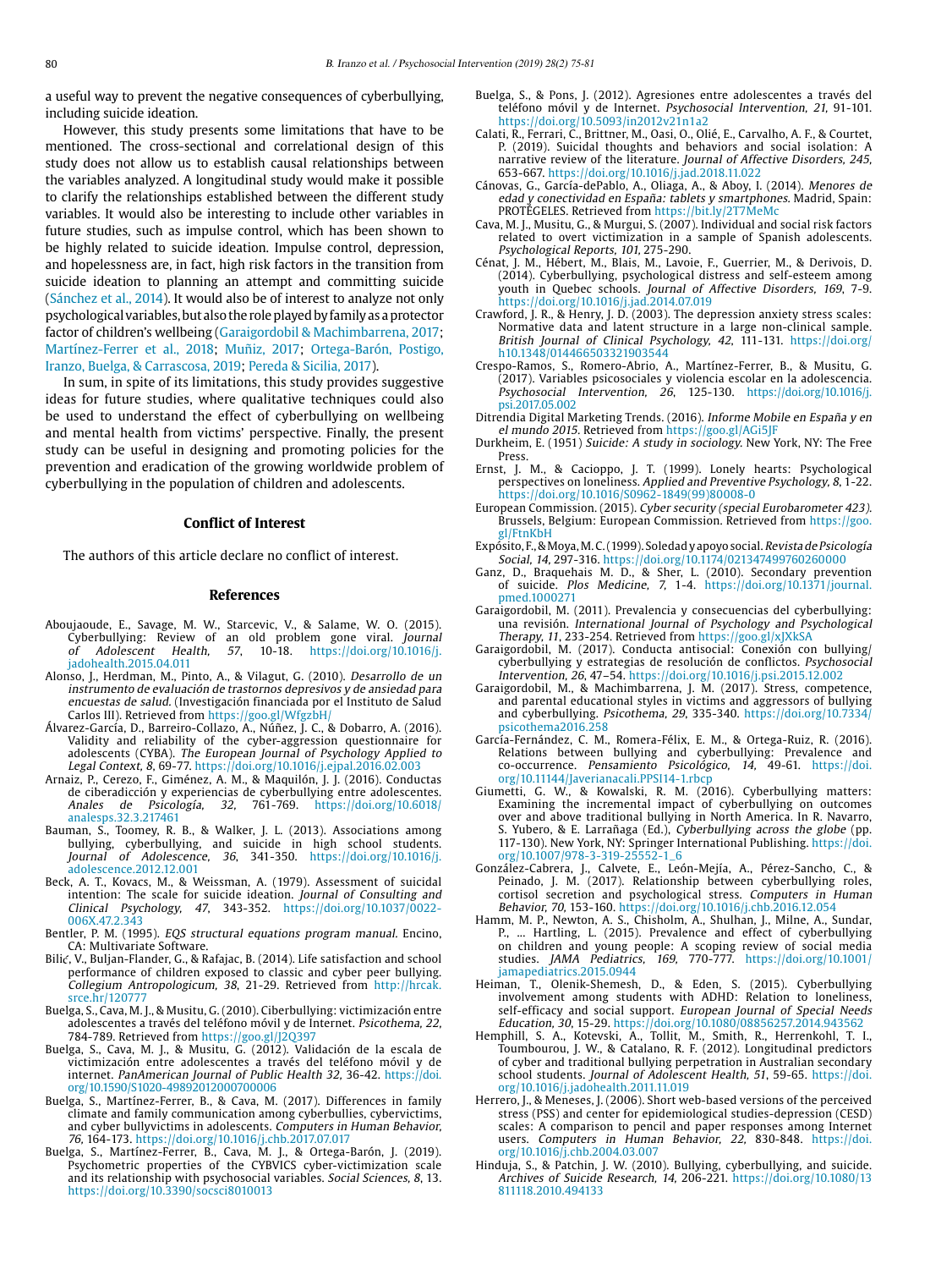a useful way to prevent the negative consequences of cyberbullying, including suicide ideation.

However, this study presents some limitations that have to be mentioned. The cross-sectional and correlational design of this study does not allow us to establish causal relationships between the variables analyzed. A longitudinal study would make it possible to clarify the relationships established between the different study variables. It would also be interesting to include other variables in future studies, such as impulse control, which has been shown to be highly related to suicide ideation. Impulse control, depression, and hopelessness are, in fact, high risk factors in the transition from suicide ideation to planning an attempt and committing suicide (Sánchez et al., 2014). It would also be of interest to analyze not only psychological variables, but also the role played by family as a protector factor of children's wellbeing (Garaigordobil & Machimbarrena, 2017; Martínez-Ferrer et al., 2018; Muñiz, 2017; Ortega-Barón, Postigo, Iranzo, Buelga, & Carrascosa, 2019; Pereda & Sicilia, 2017).

In sum, in spite of its limitations, this study provides suggestive ideas for future studies, where qualitative techniques could also be used to understand the effect of cyberbullying on wellbeing and mental health from victims' perspective. Finally, the present study can be useful in designing and promoting policies for the prevention and eradication of the growing worldwide problem of cyberbullying in the population of children and adolescents.

## Conflict of Interest

The authors of this article declare no conflict of interest.

## References

Aboujaoude, E., Savage, M. W., Starcevic, V., & Salame, W. O. (2015). Cyberbullying: Review of an old problem gone viral. *Journal of Adolescent Health, 57*, 10-18. https://doi.org/10.1016/j.jadohealth.2015.04.011

Alonso, J., Herdman, M., Pinto, A., & Vilagut, G. (2010). *Desarrollo de un instrumento de evaluación de trastornos depresivos y de ansiedad para encuestas de salud*. (Investigación financiada por el Instituto de Salud Carlos III). Retrieved from https://goo.gl/WfgzbH/

Álvarez-García, D., Barreiro-Collazo, A., Núñez, J. C., & Dobarro, A. (2016). Validity and reliability of the cyber-aggression questionnaire for adolescents (CYBA). *The European Journal of Psychology Applied to Legal Context, 8*, 69-77. https://doi.org/10.1016/j.ejpal.2016.02.003

Arnaiz, P., Cerezo, F., Giménez, A. M., & Maquilón, J. J. (2016). Conductas de ciberadicción y experiencias de cyberbullying entre adolescentes. *Anales de Psicología, 32*, 761-769. https://doi.org/10.6018/analesps.32.3.217461

Bauman, S., Toomey, R. B., & Walker, J. L. (2013). Associations among bullying, cyberbullying, and suicide in high school students. *Journal of Adolescence, 36*, 341-350. https://doi.org/10.1016/j.adolescence.2012.12.001

Beck, A. T., Kovacs, M., & Weissman, A. (1979). Assessment of suicidal intention: The scale for suicide ideation. *Journal of Consulting and Clinical Psychology, 47*, 343-352. https://doi.org/10.1037/0022-006X.47.2.343

Bentler, P. M. (1995). *EQS structural equations program manual*. Encino, CA: Multivariate Software.

Bilić, V., Buljan-Flander, G., & Rafajac, B. (2014). Life satisfaction and school performance of children exposed to classic and cyber peer bullying. *Collegium Antropologicum, 38*, 21-29. Retrieved from http://hrcak.srce.hr/120777

Buelga, S., Cava, M. J., & Musitu, G. (2010). Ciberbullying: victimización entre adolescentes a través del teléfono móvil y de Internet. *Psicothema, 22*, 784-789. Retrieved from https://goo.gl/J2Q397

Buelga, S., Cava, M. J., & Musitu, G. (2012). Validación de la escala de victimización entre adolescentes a través del teléfono móvil y de internet. *PanAmerican Journal of Public Health 32*, 36-42. https://doi.org/10.1590/S1020-49892012000700006

Buelga, S., Martínez-Ferrer, B., & Cava, M. (2017). Differences in family climate and family communication among cyberbullies, cybervictims, and cyber bullyvictims in adolescents. *Computers in Human Behavior, 76*, 164-173. https://doi.org/10.1016/j.chb.2017.07.017

Buelga, S., Martínez-Ferrer, B., Cava, M. J., & Ortega-Barón, J. (2019). Psychometric properties of the CYBVICS cyber-victimization scale and its relationship with psychosocial variables. *Social Sciences, 8*, 13. https://doi.org/10.3390/socsci8010013

Buelga, S., & Pons, J. (2012). Agresiones entre adolescentes a través del teléfono móvil y de Internet. *Psychosocial Intervention, 21*, 91-101. https://doi.org/10.5093/in2012v21n1a2

Calati, R., Ferrari, C., Brittner, M., Oasi, O., Olié, E., Carvalho, A. F., & Courtet, P. (2019). Suicidal thoughts and behaviors and social isolation: A narrative review of the literature. *Journal of Affective Disorders, 245*, 653-667. https://doi.org/10.1016/j.jad.2018.11.022

Cánovas, G., García-dePablo, A., Oliaga, A., & Aboy, I. (2014). *Menores de edad y conectividad en España: tablets y smartphones*. Madrid, Spain: PROTEGELES. Retrieved from https://bit.ly/2T7MeMc

Cava, M. J., Musitu, G., & Murgui, S. (2007). Individual and social risk factors related to overt victimization in a sample of Spanish adolescents. *Psychological Reports, 101*, 275-290.

Cénat, J. M., Hébert, M., Blais, M., Lavoie, F., Guerrier, M., & Derivois, D. (2014). Cyberbullying, psychological distress and self-esteem among youth in Quebec schools. *Journal of Affective Disorders, 169*, 7-9. https://doi.org/10.1016/j.jad.2014.07.019

Crawford, J. R., & Henry, J. D. (2003). The depression anxiety stress scales: Normative data and latent structure in a large non-clinical sample. *British Journal of Clinical Psychology, 42*, 111-131. https://doi.org/h10.1348/014466503321903544

Crespo-Ramos, S., Romero-Abrio, A., Martínez-Ferrer, B., & Musitu, G. (2017). Variables psicosociales y violencia escolar en la adolescencia. *Psychosocial Intervention, 26*, 125-130. https://doi.org/10.1016/j.psi.2017.05.002

Ditrendia Digital Marketing Trends. (2016). *Informe Mobile en España y en el mundo 2015*. Retrieved from https://goo.gl/AGi5JF

Durkheim, E. (1951) *Suicide: A study in sociology*. New York, NY: The Free Press.

Ernst, J. M., & Cacioppo, J. T. (1999). Lonely hearts: Psychological perspectives on loneliness. *Applied and Preventive Psychology, 8*, 1-22. https://doi.org/10.1016/S0962-1849(99)80008-0

European Commission. (2015). *Cyber security (special Eurobarometer 423)*. Brussels, Belgium: European Commission. Retrieved from https://goo.gl/FtnKbH

Expósito, F., & Moya, M. C. (1999). Soledad y apoyo social. *Revista de Psicología Social, 14*, 297-316. https://doi.org/10.1174/021347499760260000

Ganz, D., Braquehais M. D., & Sher, L. (2010). Secondary prevention of suicide. *Plos Medicine, 7*, 1-4. https://doi.org/10.1371/journal.pmed.1000271

Garaigordobil, M. (2011). Prevalencia y consecuencias del cyberbullying: una revisión. *International Journal of Psychology and Psychological Therapy, 11*, 233-254. Retrieved from https://goo.gl/xJXkSA

Garaigordobil, M. (2017). Conducta antisocial: Conexión con bullying/cyberbullying y estrategias de resolución de conflictos. *Psychosocial Intervention, 26*, 47–54. https://doi.org/10.1016/j.psi.2015.12.002

Garaigordobil, M., & Machimbarrena, J. M. (2017). Stress, competence, and parental educational styles in victims and aggressors of bullying and cyberbullying. *Psicothema, 29*, 335-340. https://doi.org/10.7334/psicothema2016.258

García-Fernández, C. M., Romera-Félix, E. M., & Ortega-Ruiz, R. (2016). Relations between bullying and cyberbullying: Prevalence and co-occurrence. *Pensamiento Psicológico, 14*, 49-61. https://doi.org/10.11144/Javerianacali.PPSI14-1.rbcp

Giumetti, G. W., & Kowalski, R. M. (2016). Cyberbullying matters: Examining the incremental impact of cyberbullying on outcomes over and above traditional bullying in North America. In R. Navarro, S. Yubero, & E. Larrañaga (Ed.), *Cyberbullying across the globe* (pp. 117-130). New York, NY: Springer International Publishing. https://doi.org/10.1007/978-3-319-25552-1_6

González-Cabrera, J., Calvete, E., León-Mejía, A., Pérez-Sancho, C., & Peinado, J. M. (2017). Relationship between cyberbullying roles, cortisol secretion and psychological stress. *Computers in Human Behavior, 70*, 153-160. https://doi.org/10.1016/j.chb.2016.12.054

Hamm, M. P., Newton, A. S., Chisholm, A., Shulhan, J., Milne, A., Sundar, P., ... Hartling, L. (2015). Prevalence and effect of cyberbullying on children and young people: A scoping review of social media studies. *JAMA Pediatrics, 169*, 770-777. https://doi.org/10.1001/jamapediatrics.2015.0944

Heiman, T., Olenik-Shemesh, D., & Eden, S. (2015). Cyberbullying involvement among students with ADHD: Relation to loneliness, self-efficacy and social support. *European Journal of Special Needs Education, 30*, 15-29. https://doi.org/10.1080/08856257.2014.943562

Hemphill, S. A., Kotevski, A., Tollit, M., Smith, R., Herrenkohl, T. I., Toumbourou, J. W., & Catalano, R. F. (2012). Longitudinal predictors of cyber and traditional bullying perpetration in Australian secondary school students. *Journal of Adolescent Health, 51*, 59-65. https://doi.org/10.1016/j.jadohealth.2011.11.019

Herrero, J., & Meneses, J. (2006). Short web-based versions of the perceived stress (PSS) and center for epidemiological studies-depression (CESD) scales: A comparison to pencil and paper responses among Internet users. *Computers in Human Behavior, 22*, 830-848. https://doi.org/10.1016/j.chb.2004.03.007

Hinduja, S., & Patchin, J. W. (2010). Bullying, cyberbullying, and suicide. *Archives of Suicide Research, 14*, 206-221. https://doi.org/10.1080/13811118.2010.494133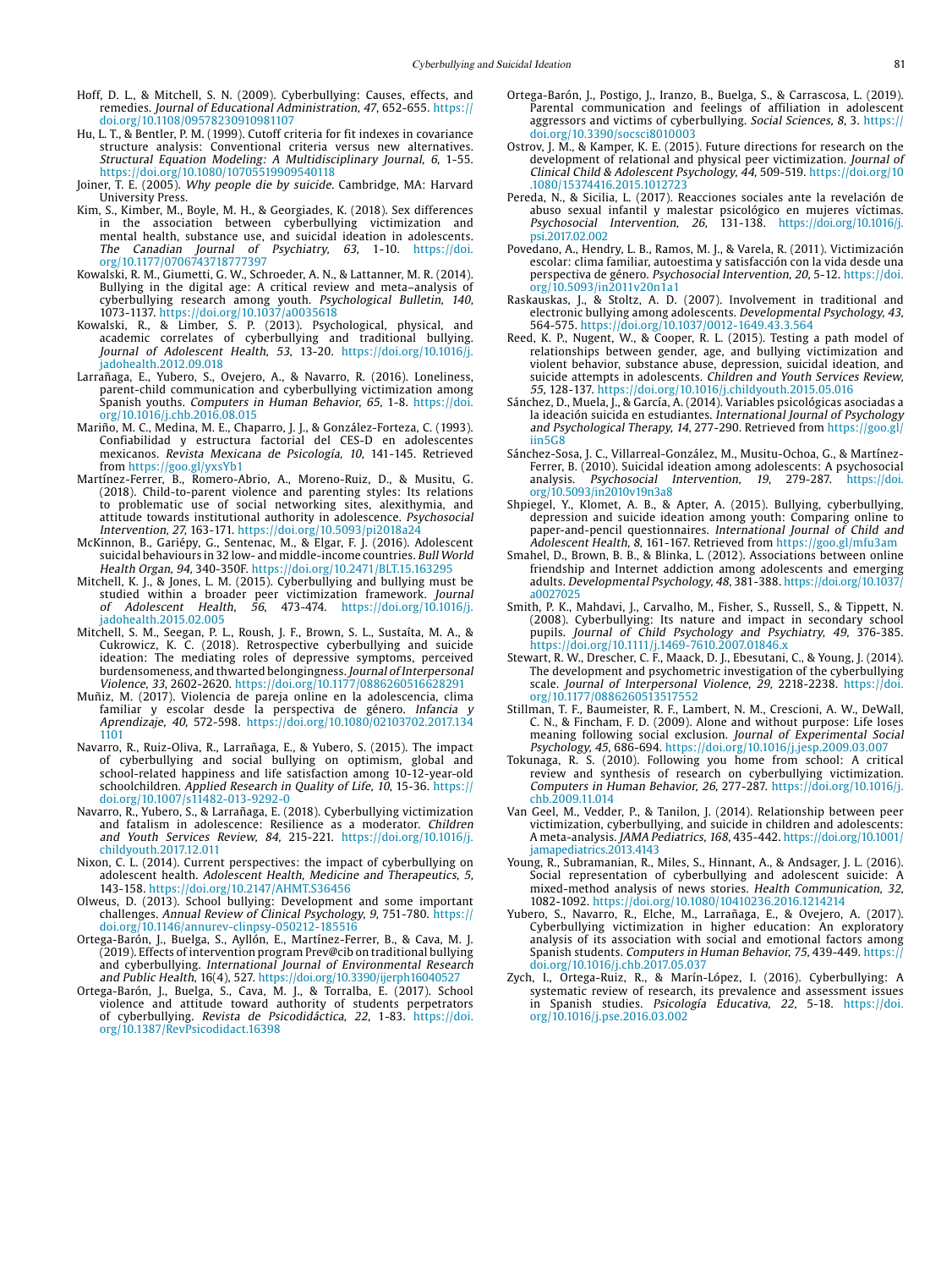Hoff, D. L., & Mitchell, S. N. (2009). Cyberbullying: Causes, effects, and remedies. *Journal of Educational Administration, 47*, 652-655. https://doi.org/10.1108/09578230910981107

Hu, L. T., & Bentler, P. M. (1999). Cutoff criteria for fit indexes in covariance structure analysis: Conventional criteria versus new alternatives. *Structural Equation Modeling: A Multidisciplinary Journal, 6*, 1-55. https://doi.org/10.1080/10705519909540118

Joiner, T. E. (2005). *Why people die by suicide*. Cambridge, MA: Harvard University Press.

Kim, S., Kimber, M., Boyle, M. H., & Georgiades, K. (2018). Sex differences in the association between cyberbullying victimization and mental health, substance use, and suicidal ideation in adolescents. *The Canadian Journal of Psychiatry, 63*, 1-10. https://doi.org/10.1177/0706743718777397

Kowalski, R. M., Giumetti, G. W., Schroeder, A. N., & Lattanner, M. R. (2014). Bullying in the digital age: A critical review and meta–analysis of cyberbullying research among youth. *Psychological Bulletin, 140*, 1073-1137. https://doi.org/10.1037/a0035618

Kowalski, R., & Limber, S. P. (2013). Psychological, physical, and academic correlates of cyberbullying and traditional bullying. *Journal of Adolescent Health, 53*, 13-20. https://doi.org/10.1016/j.jadohealth.2012.09.018

Larrañaga, E., Yubero, S., Ovejero, A., & Navarro, R. (2016). Loneliness, parent-child communication and cyberbullying victimization among Spanish youths. *Computers in Human Behavior, 65*, 1-8. https://doi.org/10.1016/j.chb.2016.08.015

Mariño, M. C., Medina, M. E., Chaparro, J. J., & González-Forteza, C. (1993). Confiabilidad y estructura factorial del CES-D en adolescentes mexicanos. *Revista Mexicana de Psicología, 10*, 141-145. Retrieved from https://goo.gl/yxsYb1

Martínez-Ferrer, B., Romero-Abrio, A., Moreno-Ruiz, D., & Musitu, G. (2018). Child-to-parent violence and parenting styles: Its relations to problematic use of social networking sites, alexithymia, and attitude towards institutional authority in adolescence. *Psychosocial Intervention, 27*, 163-171. https://doi.org/10.5093/pi2018a24

McKinnon, B., Gariépy, G., Sentenac, M., & Elgar, F. J. (2016). Adolescent suicidal behaviours in 32 low- and middle-income countries. *Bull World Health Organ, 94*, 340-350F. https://doi.org/10.2471/BLT.15.163295

Mitchell, K. J., & Jones, L. M. (2015). Cyberbullying and bullying must be studied within a broader peer victimization framework. *Journal of Adolescent Health, 56*, 473-474. https://doi.org/10.1016/j.jadohealth.2015.02.005

Mitchell, S. M., Seegan, P. L., Roush, J. F., Brown, S. L., Sustaíta, M. A., & Cukrowicz, K. C. (2018). Retrospective cyberbullying and suicide ideation: The mediating roles of depressive symptoms, perceived burdensomeness, and thwarted belongingness. *Journal of Interpersonal Violence, 33*, 2602-2620. https://doi.org/10.1177/0886260516628291

Muñiz, M. (2017). Violencia de pareja online en la adolescencia, clima familiar y escolar desde la perspectiva de género. *Infancia y Aprendizaje, 40*, 572-598. https://doi.org/10.1080/02103702.2017.1341101

Navarro, R., Ruiz-Oliva, R., Larrañaga, E., & Yubero, S. (2015). The impact of cyberbullying and social bullying on optimism, global and school-related happiness and life satisfaction among 10-12-year-old schoolchildren. *Applied Research in Quality of Life, 10*, 15-36. https://doi.org/10.1007/s11482-013-9292-0

Navarro, R., Yubero, S., & Larrañaga, E. (2018). Cyberbullying victimization and fatalism in adolescence: Resilience as a moderator. *Children and Youth Services Review, 84*, 215-221. https://doi.org/10.1016/j.childyouth.2017.12.011

Nixon, C. L. (2014). Current perspectives: the impact of cyberbullying on adolescent health. *Adolescent Health, Medicine and Therapeutics, 5*, 143-158. https://doi.org/10.2147/AHMT.S36456

Olweus, D. (2013). School bullying: Development and some important challenges. *Annual Review of Clinical Psychology, 9*, 751-780. https://doi.org/10.1146/annurev-clinpsy-050212-185516

Ortega-Barón, J., Buelga, S., Ayllón, E., Martínez-Ferrer, B., & Cava, M. J. (2019). Effects of intervention program Prev@cib on traditional bullying and cyberbullying. *International Journal of Environmental Research and Public Health*, 16(4), 527. https://doi.org/10.3390/ijerph16040527

Ortega-Barón, J., Buelga, S., Cava, M. J., & Torralba, E. (2017). School violence and attitude toward authority of students perpetrators of cyberbullying. *Revista de Psicodidáctica, 22*, 1-83. https://doi.org/10.1387/RevPsicodidact.16398

Ortega-Barón, J., Postigo, J., Iranzo, B., Buelga, S., & Carrascosa, L. (2019). Parental communication and feelings of affiliation in adolescent aggressors and victims of cyberbullying. *Social Sciences, 8*, 3. https://doi.org/10.3390/socsci8010003

Ostrov, J. M., & Kamper, K. E. (2015). Future directions for research on the development of relational and physical peer victimization. *Journal of Clinical Child & Adolescent Psychology, 44*, 509-519. https://doi.org/10.1080/15374416.2015.1012723

Pereda, N., & Sicilia, L. (2017). Reacciones sociales ante la revelación de abuso sexual infantil y malestar psicológico en mujeres víctimas. *Psychosocial Intervention, 26*, 131-138. https://doi.org/10.1016/j.psi.2017.02.002

Povedano, A., Hendry, L. B., Ramos, M. J., & Varela, R. (2011). Victimización escolar: clima familiar, autoestima y satisfacción con la vida desde una perspectiva de género. *Psychosocial Intervention, 20*, 5-12. https://doi.org/10.5093/in2011v20n1a1

Raskauskas, J., & Stoltz, A. D. (2007). Involvement in traditional and electronic bullying among adolescents. *Developmental Psychology, 43*, 564-575. https://doi.org/10.1037/0012-1649.43.3.564

Reed, K. P., Nugent, W., & Cooper, R. L. (2015). Testing a path model of relationships between gender, age, and bullying victimization and violent behavior, substance abuse, depression, suicidal ideation, and suicide attempts in adolescents. *Children and Youth Services Review, 55*, 128-137. https://doi.org/10.1016/j.childyouth.2015.05.016

Sánchez, D., Muela, J., & García, A. (2014). Variables psicológicas asociadas a la ideación suicida en estudiantes. *International Journal of Psychology and Psychological Therapy, 14*, 277-290. Retrieved from https://goo.gl/iin5G8

Sánchez-Sosa, J. C., Villarreal-González, M., Musitu-Ochoa, G., & Martínez-Ferrer, B. (2010). Suicidal ideation among adolescents: A psychosocial analysis. *Psychosocial Intervention, 19*, 279-287. https://doi.org/10.5093/in2010v19n3a8

Shpiegel, Y., Klomet, A. B., & Apter, A. (2015). Bullying, cyberbullying, depression and suicide ideation among youth: Comparing online to paper-and-pencil questionnaires. *International Journal of Child and Adolescent Health, 8*, 161-167. Retrieved from https://goo.gl/mfu3am

Smahel, D., Brown, B. B., & Blinka, L. (2012). Associations between online friendship and Internet addiction among adolescents and emerging adults. *Developmental Psychology, 48*, 381-388. https://doi.org/10.1037/a0027025

Smith, P. K., Mahdavi, J., Carvalho, M., Fisher, S., Russell, S., & Tippett, N. (2008). Cyberbullying: Its nature and impact in secondary school pupils. *Journal of Child Psychology and Psychiatry, 49*, 376-385. https://doi.org/10.1111/j.1469-7610.2007.01846.x

Stewart, R. W., Drescher, C. F., Maack, D. J., Ebesutani, C., & Young, J. (2014). The development and psychometric investigation of the cyberbullying scale. *Journal of Interpersonal Violence, 29*, 2218-2238. https://doi.org/10.1177/0886260513517552

Stillman, T. F., Baumeister, R. F., Lambert, N. M., Crescioni, A. W., DeWall, C. N., & Fincham, F. D. (2009). Alone and without purpose: Life loses meaning following social exclusion. *Journal of Experimental Social Psychology, 45*, 686-694. https://doi.org/10.1016/j.jesp.2009.03.007

Tokunaga, R. S. (2010). Following you home from school: A critical review and synthesis of research on cyberbullying victimization. *Computers in Human Behavior, 26*, 277-287. https://doi.org/10.1016/j.chb.2009.11.014

Van Geel, M., Vedder, P., & Tanilon, J. (2014). Relationship between peer victimization, cyberbullying, and suicide in children and adolescents: A meta-analysis. *JAMA Pediatrics, 168*, 435-442. https://doi.org/10.1001/jamapediatrics.2013.4143

Young, R., Subramanian, R., Miles, S., Hinnant, A., & Andsager, J. L. (2016). Social representation of cyberbullying and adolescent suicide: A mixed-method analysis of news stories. *Health Communication, 32*, 1082-1092. https://doi.org/10.1080/10410236.2016.1214214

Yubero, S., Navarro, R., Elche, M., Larrañaga, E., & Ovejero, A. (2017). Cyberbullying victimization in higher education: An exploratory analysis of its association with social and emotional factors among Spanish students. *Computers in Human Behavior, 75*, 439-449. https://doi.org/10.1016/j.chb.2017.05.037

Zych, I., Ortega-Ruiz, R., & Marín-López, I. (2016). Cyberbullying: A systematic review of research, its prevalence and assessment issues in Spanish studies. *Psicología Educativa, 22*, 5-18. https://doi.org/10.1016/j.pse.2016.03.002